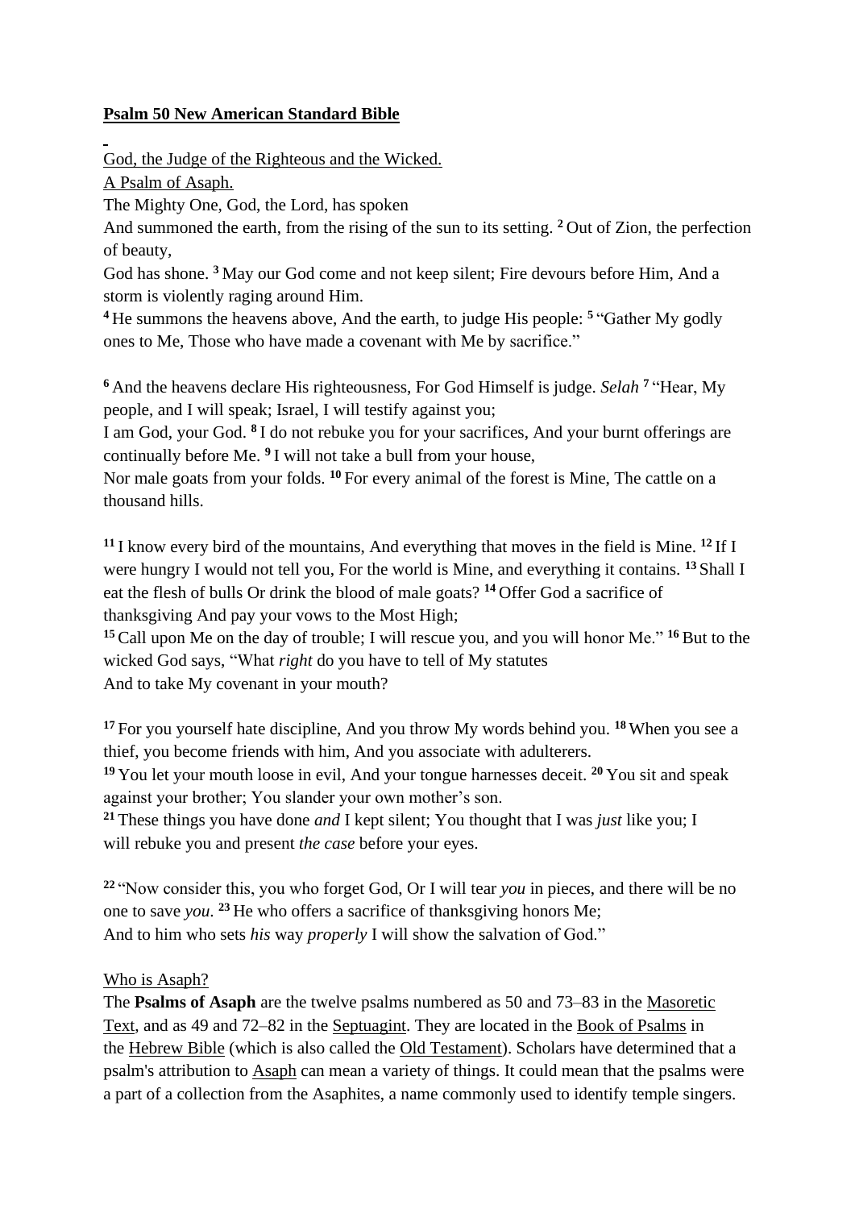**Psalm 50 New American Standard Bible**

God, the Judge of the Righteous and the Wicked.

A Psalm of Asaph.

The Mighty One, God, the Lord, has spoken

And summoned the earth, from the rising of the sun to its setting. [2] Out of Zion, the perfection of beauty,

God has shone. [3] May our God come and not keep silent; Fire devours before Him, And a storm is violently raging around Him.

[4] He summons the heavens above, And the earth, to judge His people: [5] "Gather My godly ones to Me, Those who have made a covenant with Me by sacrifice."

[6] And the heavens declare His righteousness, For God Himself is judge. *Selah* [7] "Hear, My people, and I will speak; Israel, I will testify against you;

I am God, your God. [8] I do not rebuke you for your sacrifices, And your burnt offerings are continually before Me. [9] I will not take a bull from your house,

Nor male goats from your folds. [10] For every animal of the forest is Mine, The cattle on a thousand hills.

[11] I know every bird of the mountains, And everything that moves in the field is Mine. [12] If I were hungry I would not tell you, For the world is Mine, and everything it contains. [13] Shall I eat the flesh of bulls Or drink the blood of male goats? [14] Offer God a sacrifice of thanksgiving And pay your vows to the Most High;

[15] Call upon Me on the day of trouble; I will rescue you, and you will honor Me." [16] But to the wicked God says, "What *right* do you have to tell of My statutes

And to take My covenant in your mouth?

[17] For you yourself hate discipline, And you throw My words behind you. [18] When you see a thief, you become friends with him, And you associate with adulterers.

[19] You let your mouth loose in evil, And your tongue harnesses deceit. [20] You sit and speak against your brother; You slander your own mother's son.

[21] These things you have done *and* I kept silent; You thought that I was *just* like you; I will rebuke you and present *the case* before your eyes.

[22] "Now consider this, you who forget God, Or I will tear *you* in pieces, and there will be no one to save *you*. [23] He who offers a sacrifice of thanksgiving honors Me;

And to him who sets *his* way *properly* I will show the salvation of God."

Who is Asaph?

The **Psalms of Asaph** are the twelve psalms numbered as 50 and 73–83 in the Masoretic Text, and as 49 and 72–82 in the Septuagint. They are located in the Book of Psalms in the Hebrew Bible (which is also called the Old Testament). Scholars have determined that a psalm's attribution to Asaph can mean a variety of things. It could mean that the psalms were a part of a collection from the Asaphites, a name commonly used to identify temple singers.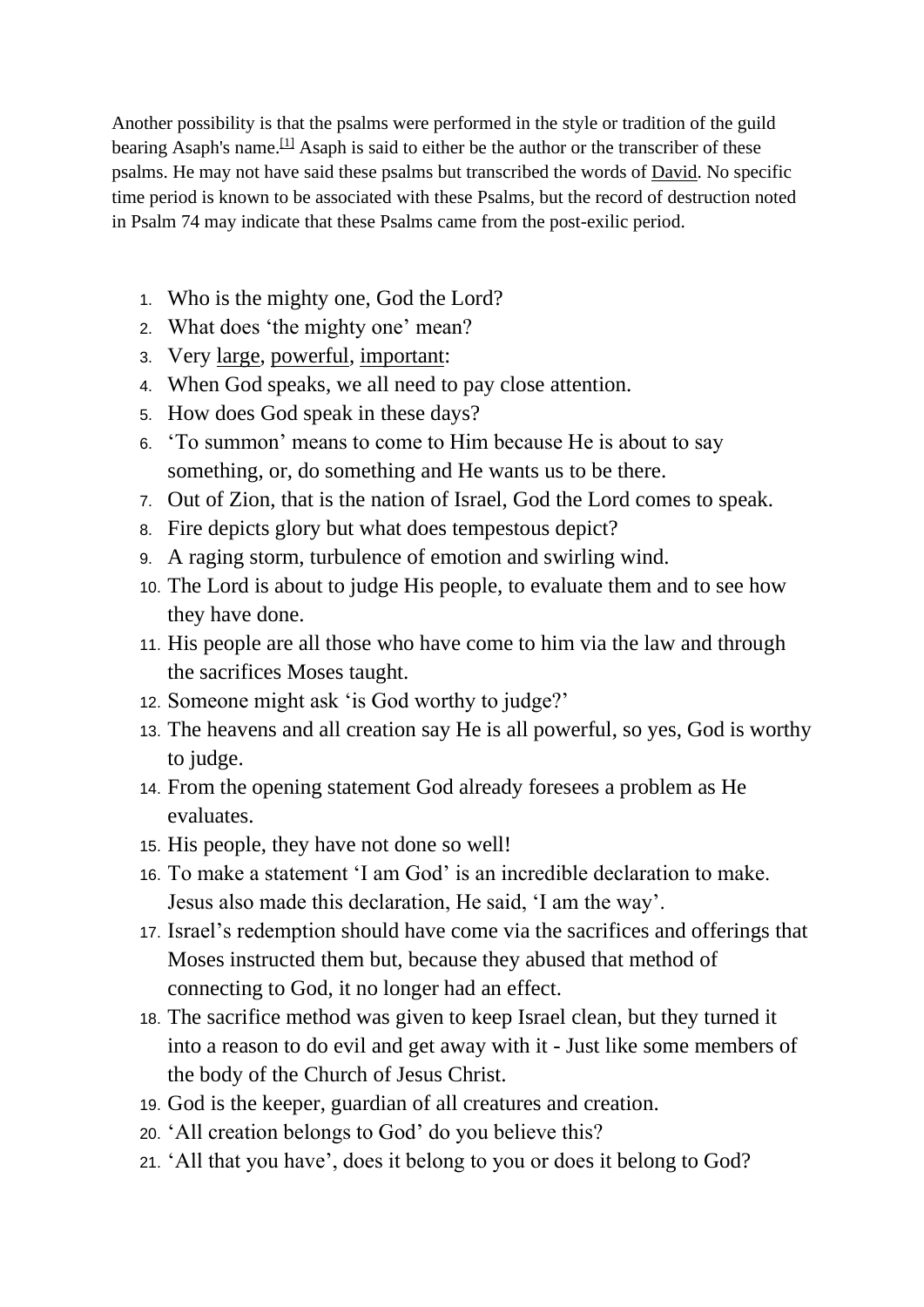Another possibility is that the psalms were performed in the style or tradition of the guild bearing Asaph's name.[1] Asaph is said to either be the author or the transcriber of these psalms. He may not have said these psalms but transcribed the words of David. No specific time period is known to be associated with these Psalms, but the record of destruction noted in Psalm 74 may indicate that these Psalms came from the post-exilic period.

1. Who is the mighty one, God the Lord?
2. What does 'the mighty one' mean?
3. Very large, powerful, important:
4. When God speaks, we all need to pay close attention.
5. How does God speak in these days?
6. 'To summon' means to come to Him because He is about to say something, or, do something and He wants us to be there.
7. Out of Zion, that is the nation of Israel, God the Lord comes to speak.
8. Fire depicts glory but what does tempestous depict?
9. A raging storm, turbulence of emotion and swirling wind.
10. The Lord is about to judge His people, to evaluate them and to see how they have done.
11. His people are all those who have come to him via the law and through the sacrifices Moses taught.
12. Someone might ask 'is God worthy to judge?'
13. The heavens and all creation say He is all powerful, so yes, God is worthy to judge.
14. From the opening statement God already foresees a problem as He evaluates.
15. His people, they have not done so well!
16. To make a statement 'I am God' is an incredible declaration to make. Jesus also made this declaration, He said, 'I am the way'.
17. Israel's redemption should have come via the sacrifices and offerings that Moses instructed them but, because they abused that method of connecting to God, it no longer had an effect.
18. The sacrifice method was given to keep Israel clean, but they turned it into a reason to do evil and get away with it - Just like some members of the body of the Church of Jesus Christ.
19. God is the keeper, guardian of all creatures and creation.
20. 'All creation belongs to God' do you believe this?
21. 'All that you have', does it belong to you or does it belong to God?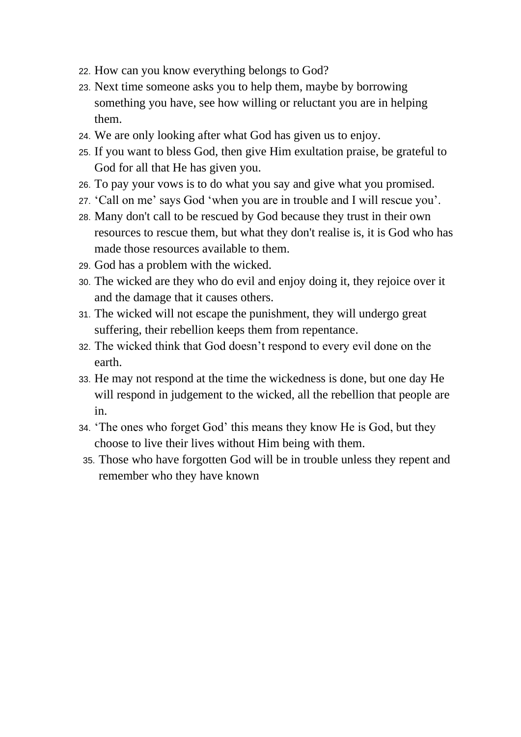22. How can you know everything belongs to God?
23. Next time someone asks you to help them, maybe by borrowing something you have, see how willing or reluctant you are in helping them.
24. We are only looking after what God has given us to enjoy.
25. If you want to bless God, then give Him exultation praise, be grateful to God for all that He has given you.
26. To pay your vows is to do what you say and give what you promised.
27. ‘Call on me’ says God ‘when you are in trouble and I will rescue you’.
28. Many don't call to be rescued by God because they trust in their own resources to rescue them, but what they don't realise is, it is God who has made those resources available to them.
29. God has a problem with the wicked.
30. The wicked are they who do evil and enjoy doing it, they rejoice over it and the damage that it causes others.
31. The wicked will not escape the punishment, they will undergo great suffering, their rebellion keeps them from repentance.
32. The wicked think that God doesn’t respond to every evil done on the earth.
33. He may not respond at the time the wickedness is done, but one day He will respond in judgement to the wicked, all the rebellion that people are in.
34. ‘The ones who forget God’ this means they know He is God, but they choose to live their lives without Him being with them.
35. Those who have forgotten God will be in trouble unless they repent and remember who they have known